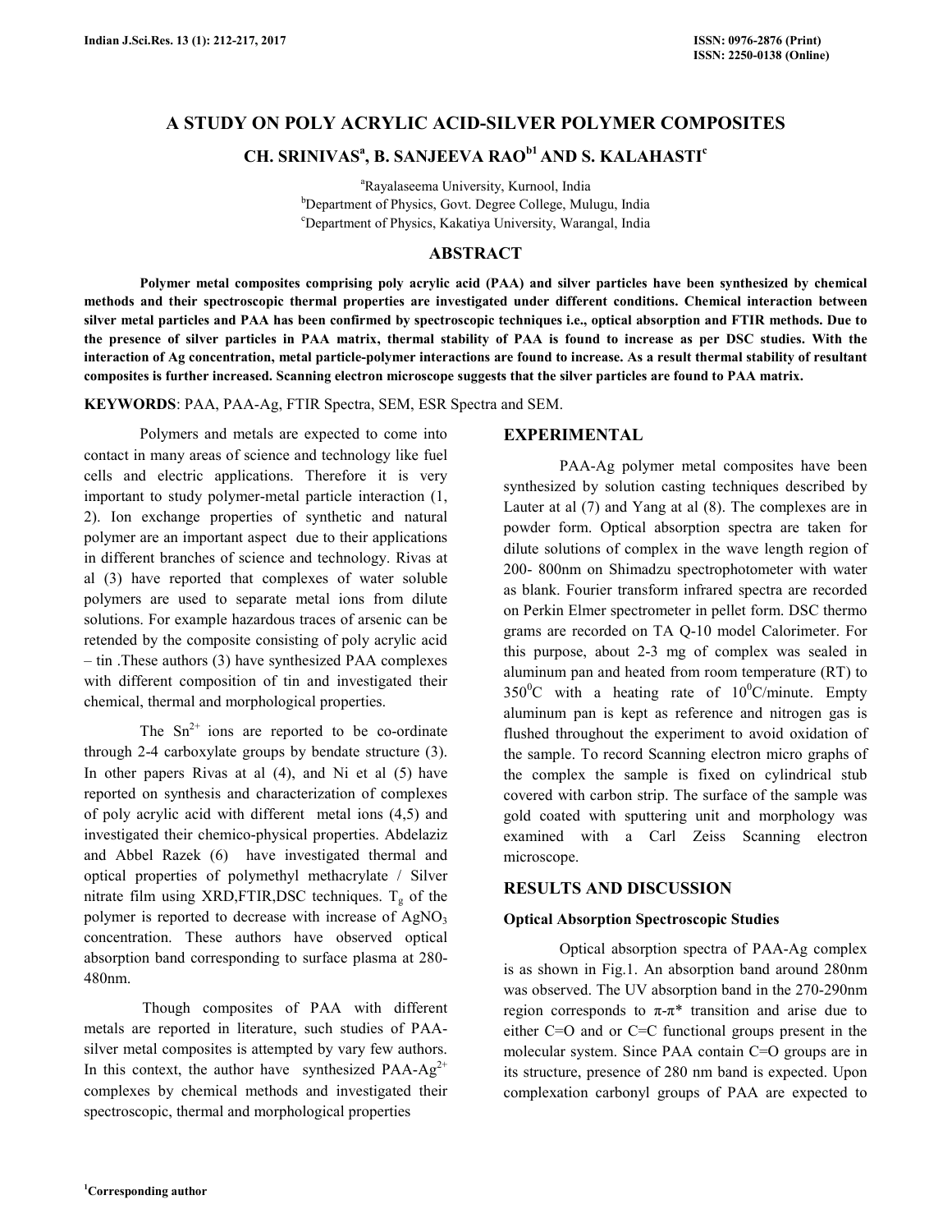# A STUDY ON POLY ACRYLIC ACID-SILVER POLYMER COMPOSITES

## CH. SRINIVAS[a], B. SANJEEVA RAO[b1] AND S. KALAHASTI[c]

[a]Rayalaseema University, Kurnool, India
[b]Department of Physics, Govt. Degree College, Mulugu, India
[c]Department of Physics, Kakatiya University, Warangal, India

## ABSTRACT

**Polymer metal composites comprising poly acrylic acid (PAA) and silver particles have been synthesized by chemical methods and their spectroscopic thermal properties are investigated under different conditions. Chemical interaction between silver metal particles and PAA has been confirmed by spectroscopic techniques i.e., optical absorption and FTIR methods. Due to the presence of silver particles in PAA matrix, thermal stability of PAA is found to increase as per DSC studies. With the interaction of Ag concentration, metal particle-polymer interactions are found to increase. As a result thermal stability of resultant composites is further increased. Scanning electron microscope suggests that the silver particles are found to PAA matrix.**

**KEYWORDS**: PAA, PAA-Ag, FTIR Spectra, SEM, ESR Spectra and SEM.

Polymers and metals are expected to come into contact in many areas of science and technology like fuel cells and electric applications. Therefore it is very important to study polymer-metal particle interaction (1, 2). Ion exchange properties of synthetic and natural polymer are an important aspect due to their applications in different branches of science and technology. Rivas at al (3) have reported that complexes of water soluble polymers are used to separate metal ions from dilute solutions. For example hazardous traces of arsenic can be retended by the composite consisting of poly acrylic acid – tin .These authors (3) have synthesized PAA complexes with different composition of tin and investigated their chemical, thermal and morphological properties.

The $Sn^{2+}$ ions are reported to be co-ordinate through 2-4 carboxylate groups by bendate structure (3). In other papers Rivas at al (4), and Ni et al (5) have reported on synthesis and characterization of complexes of poly acrylic acid with different metal ions (4,5) and investigated their chemico-physical properties. Abdelaziz and Abbel Razek (6) have investigated thermal and optical properties of polymethyl methacrylate / Silver nitrate film using XRD,FTIR,DSC techniques. $T_g$ of the polymer is reported to decrease with increase of $AgNO_3$ concentration. These authors have observed optical absorption band corresponding to surface plasma at 280-480nm.

Though composites of PAA with different metals are reported in literature, such studies of PAA-silver metal composites is attempted by vary few authors. In this context, the author have synthesized PAA-$Ag^{2+}$ complexes by chemical methods and investigated their spectroscopic, thermal and morphological properties

## EXPERIMENTAL

PAA-Ag polymer metal composites have been synthesized by solution casting techniques described by Lauter at al (7) and Yang at al (8). The complexes are in powder form. Optical absorption spectra are taken for dilute solutions of complex in the wave length region of 200- 800nm on Shimadzu spectrophotometer with water as blank. Fourier transform infrared spectra are recorded on Perkin Elmer spectrometer in pellet form. DSC thermo grams are recorded on TA Q-10 model Calorimeter. For this purpose, about 2-3 mg of complex was sealed in aluminum pan and heated from room temperature (RT) to $350^0$C with a heating rate of $10^0$C/minute. Empty aluminum pan is kept as reference and nitrogen gas is flushed throughout the experiment to avoid oxidation of the sample. To record Scanning electron micro graphs of the complex the sample is fixed on cylindrical stub covered with carbon strip. The surface of the sample was gold coated with sputtering unit and morphology was examined with a Carl Zeiss Scanning electron microscope.

## RESULTS AND DISCUSSION

### Optical Absorption Spectroscopic Studies

Optical absorption spectra of PAA-Ag complex is as shown in Fig.1. An absorption band around 280nm was observed. The UV absorption band in the 270-290nm region corresponds to $\pi$-$\pi^*$ transition and arise due to either C=O and or C=C functional groups present in the molecular system. Since PAA contain C=O groups are in its structure, presence of 280 nm band is expected. Upon complexation carbonyl groups of PAA are expected to

[1]Corresponding author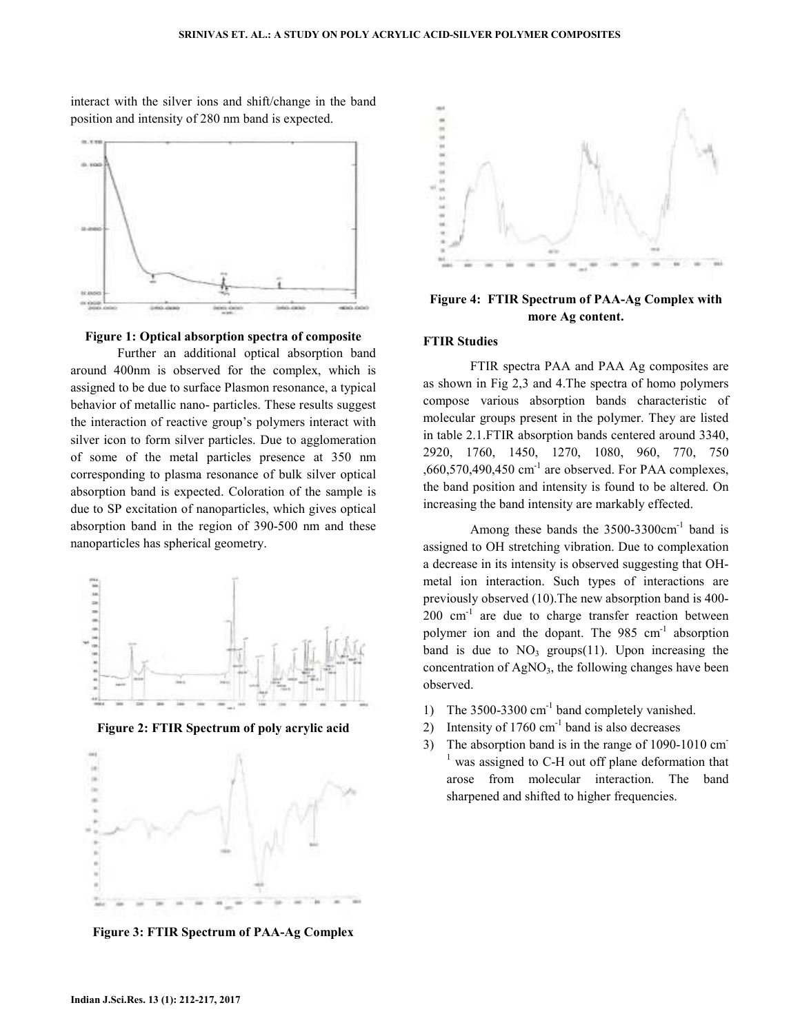interact with the silver ions and shift/change in the band position and intensity of 280 nm band is expected.

**Figure 1: Optical absorption spectra of composite**

Further an additional optical absorption band around 400nm is observed for the complex, which is assigned to be due to surface Plasmon resonance, a typical behavior of metallic nano- particles. These results suggest the interaction of reactive group's polymers interact with silver icon to form silver particles. Due to agglomeration of some of the metal particles presence at 350 nm corresponding to plasma resonance of bulk silver optical absorption band is expected. Coloration of the sample is due to SP excitation of nanoparticles, which gives optical absorption band in the region of 390-500 nm and these nanoparticles has spherical geometry.

**Figure 2: FTIR Spectrum of poly acrylic acid**

**Figure 3: FTIR Spectrum of PAA-Ag Complex**

**Figure 4: FTIR Spectrum of PAA-Ag Complex with more Ag content.**

### FTIR Studies

FTIR spectra PAA and PAA Ag composites are as shown in Fig 2,3 and 4.The spectra of homo polymers compose various absorption bands characteristic of molecular groups present in the polymer. They are listed in table 2.1.FTIR absorption bands centered around 3340, 2920, 1760, 1450, 1270, 1080, 960, 770, 750 ,660,570,490,450 $cm^{-1}$ are observed. For PAA complexes, the band position and intensity is found to be altered. On increasing the band intensity are markably effected.

Among these bands the 3500-3300$cm^{-1}$ band is assigned to OH stretching vibration. Due to complexation a decrease in its intensity is observed suggesting that OH-metal ion interaction. Such types of interactions are previously observed (10).The new absorption band is 400-200 $cm^{-1}$ are due to charge transfer reaction between polymer ion and the dopant. The 985 $cm^{-1}$ absorption band is due to $NO_3$ groups(11). Upon increasing the concentration of $AgNO_3$, the following changes have been observed.

1) The 3500-3300 $cm^{-1}$ band completely vanished.
2) Intensity of 1760 $cm^{-1}$ band is also decreases
3) The absorption band is in the range of 1090-1010 $cm^{-1}$ was assigned to C-H out off plane deformation that arose from molecular interaction. The band sharpened and shifted to higher frequencies.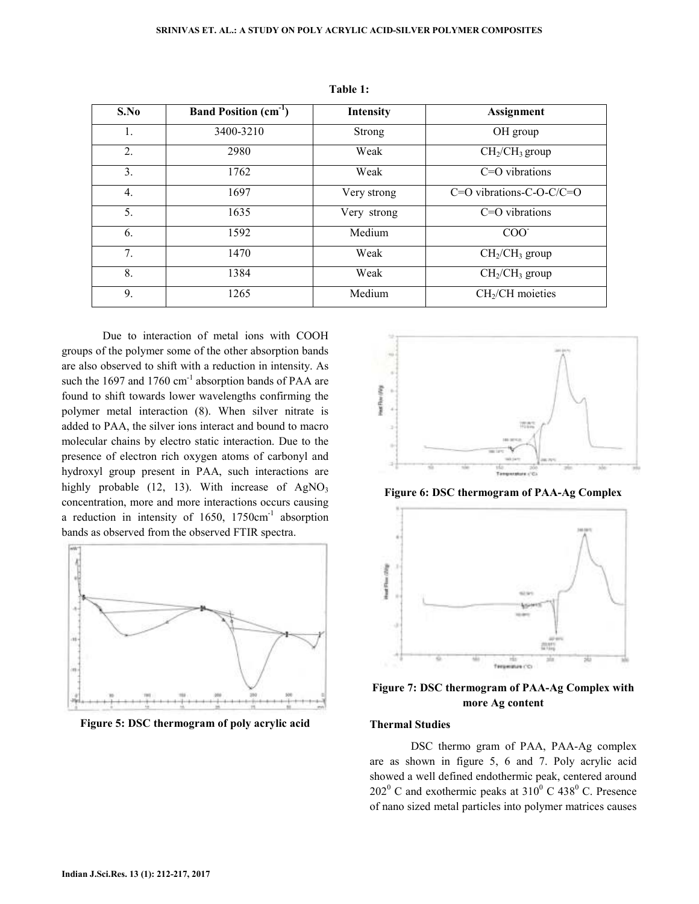**Table 1:**

| S.No | Band Position ($cm^{-1}$) | Intensity | Assignment |
|---|---|---|---|
| 1. | 3400-3210 | Strong | OH group |
| 2. | 2980 | Weak | $CH_2/CH_3$ group |
| 3. | 1762 | Weak | C=O vibrations |
| 4. | 1697 | Very strong | C=O vibrations-C-O-C/C=O |
| 5. | 1635 | Very strong | C=O vibrations |
| 6. | 1592 | Medium | $COO^-$ |
| 7. | 1470 | Weak | $CH_2/CH_3$ group |
| 8. | 1384 | Weak | $CH_2/CH_3$ group |
| 9. | 1265 | Medium | $CH_2$/CH moieties |

Due to interaction of metal ions with COOH groups of the polymer some of the other absorption bands are also observed to shift with a reduction in intensity. As such the 1697 and 1760 $cm^{-1}$ absorption bands of PAA are found to shift towards lower wavelengths confirming the polymer metal interaction (8). When silver nitrate is added to PAA, the silver ions interact and bound to macro molecular chains by electro static interaction. Due to the presence of electron rich oxygen atoms of carbonyl and hydroxyl group present in PAA, such interactions are highly probable (12, 13). With increase of $AgNO_3$ concentration, more and more interactions occurs causing a reduction in intensity of 1650, 1750$cm^{-1}$ absorption bands as observed from the observed FTIR spectra.

**Figure 5: DSC thermogram of poly acrylic acid**

**Figure 6: DSC thermogram of PAA-Ag Complex**

**Figure 7: DSC thermogram of PAA-Ag Complex with more Ag content**

### Thermal Studies

DSC thermo gram of PAA, PAA-Ag complex are as shown in figure 5, 6 and 7. Poly acrylic acid showed a well defined endothermic peak, centered around $202^0$ C and exothermic peaks at $310^0$ C $438^0$ C. Presence of nano sized metal particles into polymer matrices causes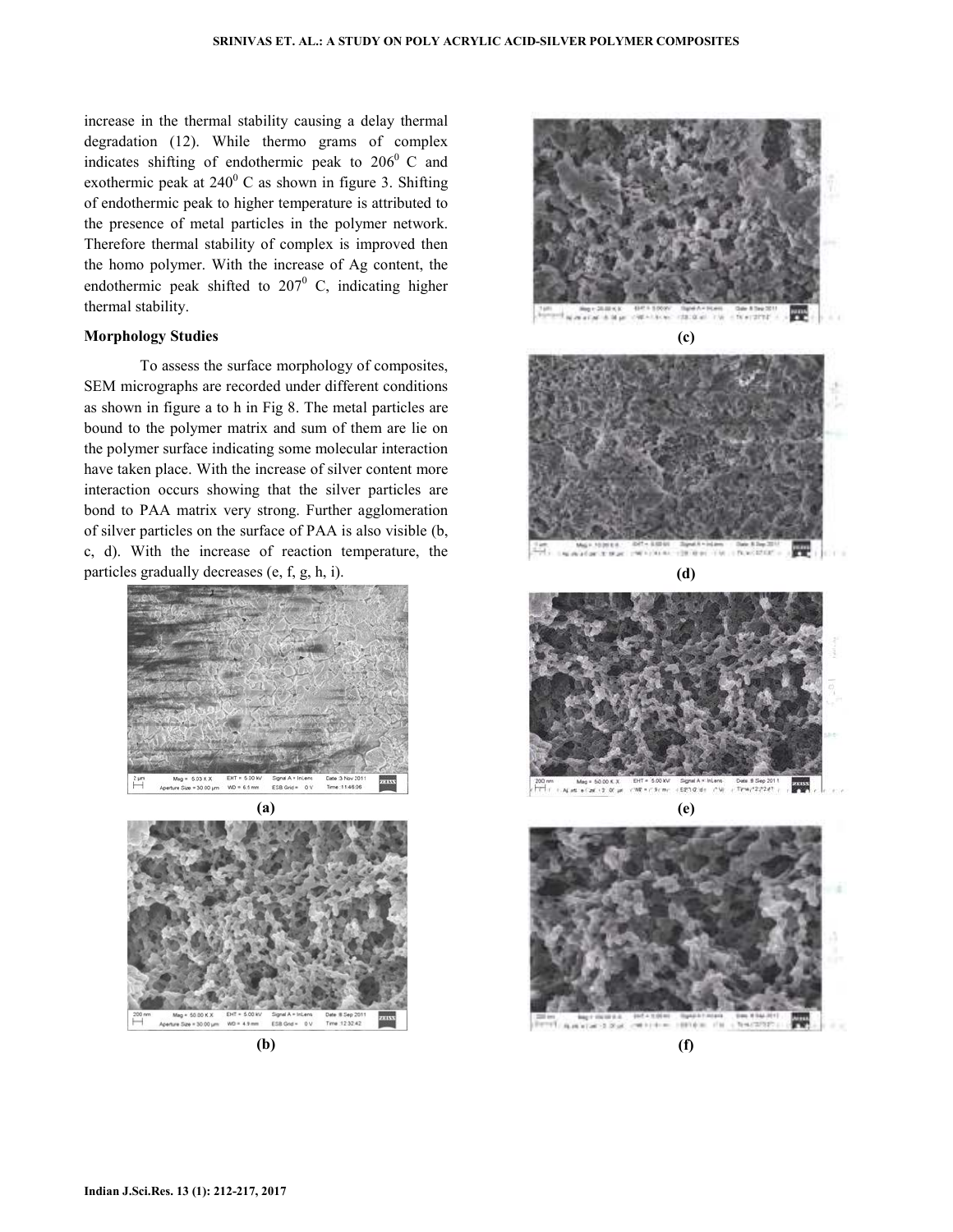increase in the thermal stability causing a delay thermal degradation (12). While thermo grams of complex indicates shifting of endothermic peak to $206^0$ C and exothermic peak at $240^0$ C as shown in figure 3. Shifting of endothermic peak to higher temperature is attributed to the presence of metal particles in the polymer network. Therefore thermal stability of complex is improved then the homo polymer. With the increase of Ag content, the endothermic peak shifted to $207^0$ C, indicating higher thermal stability.

### Morphology Studies

To assess the surface morphology of composites, SEM micrographs are recorded under different conditions as shown in figure a to h in Fig 8. The metal particles are bound to the polymer matrix and sum of them are lie on the polymer surface indicating some molecular interaction have taken place. With the increase of silver content more interaction occurs showing that the silver particles are bond to PAA matrix very strong. Further agglomeration of silver particles on the surface of PAA is also visible (b, c, d). With the increase of reaction temperature, the particles gradually decreases (e, f, g, h, i).

**(a)**

**(b)**

**(c)**

**(d)**

**(e)**

**(f)**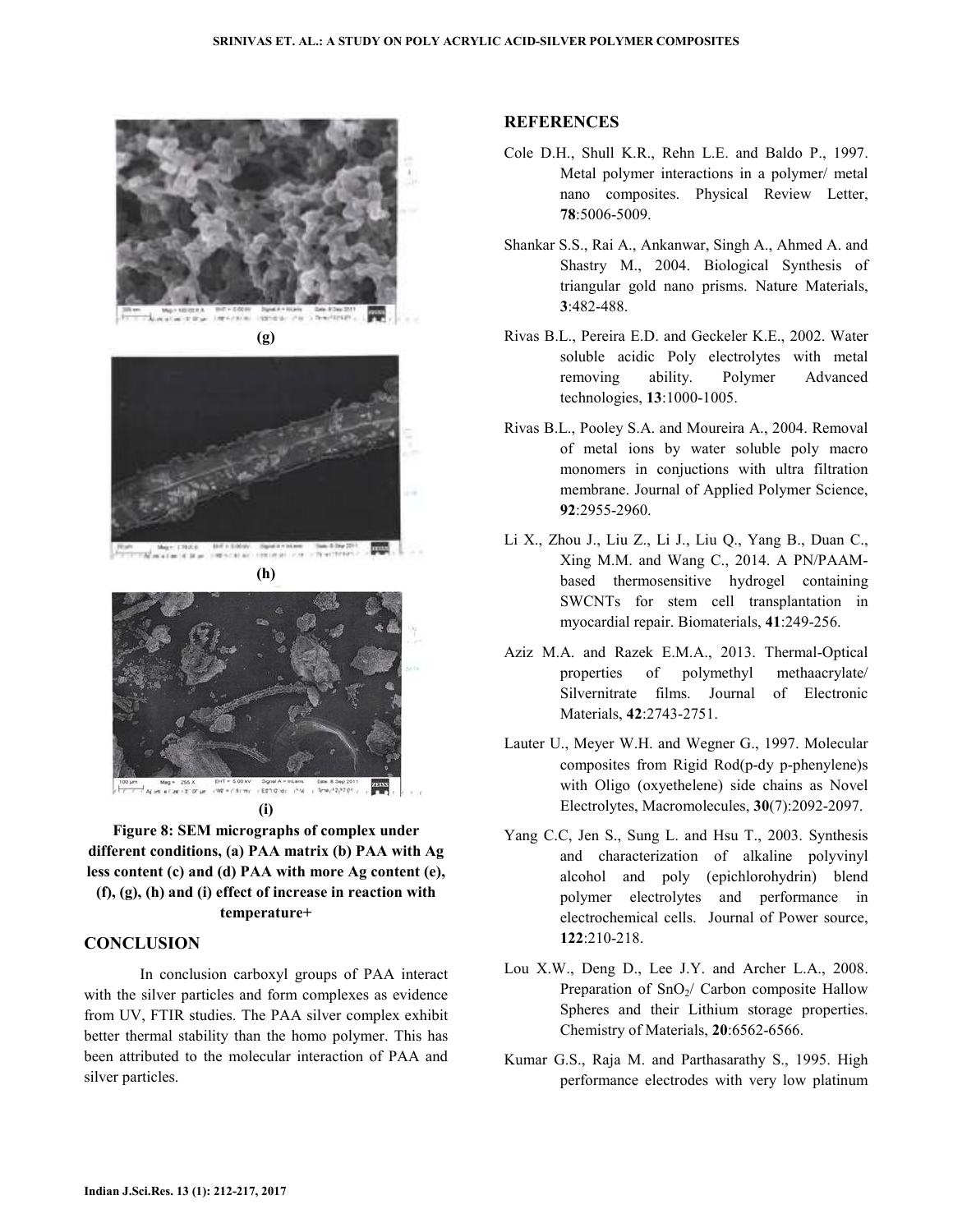(g)

(h)

(i)

**Figure 8: SEM micrographs of complex under different conditions, (a) PAA matrix (b) PAA with Ag less content (c) and (d) PAA with more Ag content (e), (f), (g), (h) and (i) effect of increase in reaction with temperature+**

## CONCLUSION

In conclusion carboxyl groups of PAA interact with the silver particles and form complexes as evidence from UV, FTIR studies. The PAA silver complex exhibit better thermal stability than the homo polymer. This has been attributed to the molecular interaction of PAA and silver particles.

## REFERENCES

Cole D.H., Shull K.R., Rehn L.E. and Baldo P., 1997. Metal polymer interactions in a polymer/ metal nano composites. Physical Review Letter, **78**:5006-5009.

Shankar S.S., Rai A., Ankanwar, Singh A., Ahmed A. and Shastry M., 2004. Biological Synthesis of triangular gold nano prisms. Nature Materials, **3**:482-488.

Rivas B.L., Pereira E.D. and Geckeler K.E., 2002. Water soluble acidic Poly electrolytes with metal removing ability. Polymer Advanced technologies, **13**:1000-1005.

Rivas B.L., Pooley S.A. and Moureira A., 2004. Removal of metal ions by water soluble poly macro monomers in conjuctions with ultra filtration membrane. Journal of Applied Polymer Science, **92**:2955-2960.

Li X., Zhou J., Liu Z., Li J., Liu Q., Yang B., Duan C., Xing M.M. and Wang C., 2014. A PN/PAAM-based thermosensitive hydrogel containing SWCNTs for stem cell transplantation in myocardial repair. Biomaterials, **41**:249-256.

Aziz M.A. and Razek E.M.A., 2013. Thermal-Optical properties of polymethyl methaacrylate/ Silvernitrate films. Journal of Electronic Materials, **42**:2743-2751.

Lauter U., Meyer W.H. and Wegner G., 1997. Molecular composites from Rigid Rod(p-dy p-phenylene)s with Oligo (oxyethelene) side chains as Novel Electrolytes, Macromolecules, **30**(7):2092-2097.

Yang C.C, Jen S., Sung L. and Hsu T., 2003. Synthesis and characterization of alkaline polyvinyl alcohol and poly (epichlorohydrin) blend polymer electrolytes and performance in electrochemical cells. Journal of Power source, **122**:210-218.

Lou X.W., Deng D., Lee J.Y. and Archer L.A., 2008. Preparation of $SnO_2$/ Carbon composite Hallow Spheres and their Lithium storage properties. Chemistry of Materials, **20**:6562-6566.

Kumar G.S., Raja M. and Parthasarathy S., 1995. High performance electrodes with very low platinum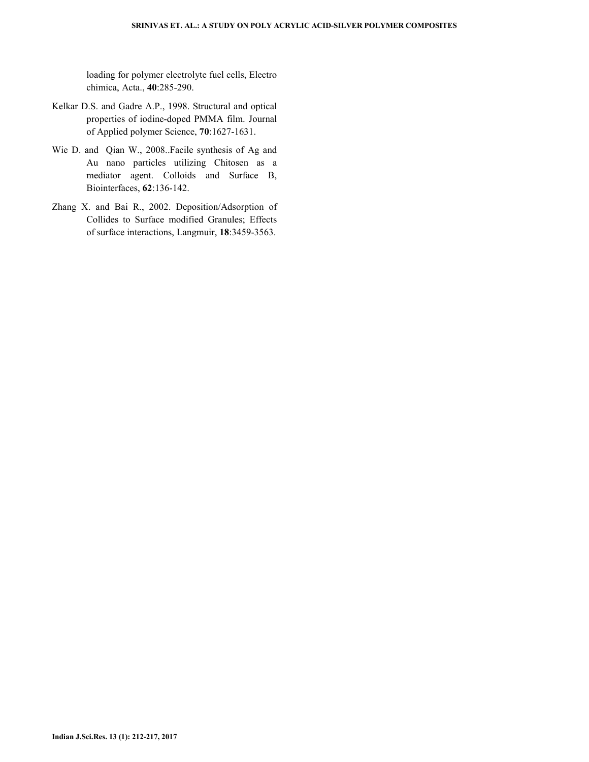loading for polymer electrolyte fuel cells, Electro chimica, Acta., **40**:285-290.

Kelkar D.S. and Gadre A.P., 1998. Structural and optical properties of iodine-doped PMMA film. Journal of Applied polymer Science, **70**:1627-1631.

Wie D. and Qian W., 2008..Facile synthesis of Ag and Au nano particles utilizing Chitosen as a mediator agent. Colloids and Surface B, Biointerfaces, **62**:136-142.

Zhang X. and Bai R., 2002. Deposition/Adsorption of Collides to Surface modified Granules; Effects of surface interactions, Langmuir, **18**:3459-3563.